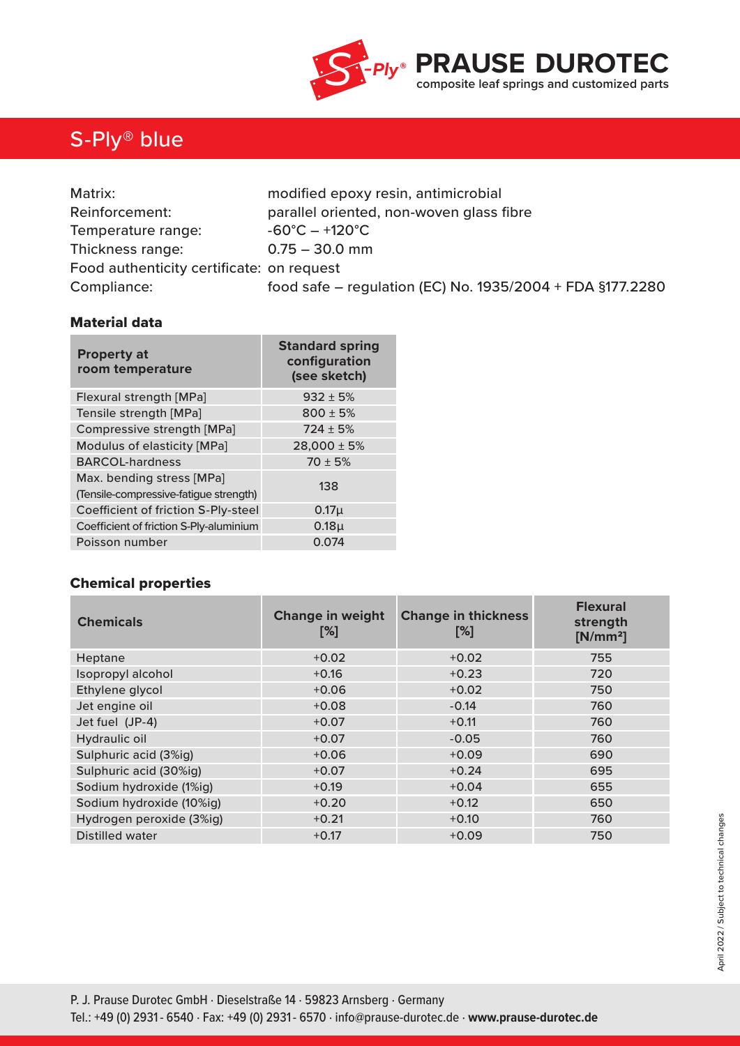**PRAUSE DUROTEC**
composite leaf springs and customized parts

# S-Ply® blue

Matrix: modified epoxy resin, antimicrobial
Reinforcement: parallel oriented, non-woven glass fibre
Temperature range: -60°C – +120°C
Thickness range: 0.75 – 30.0 mm
Food authenticity certificate: on request
Compliance: food safe – regulation (EC) No. 1935/2004 + FDA §177.2280

## Material data

| Property at room temperature | Standard spring configuration (see sketch) |
|---|---|
| Flexural strength [MPa] | 932 ± 5% |
| Tensile strength [MPa] | 800 ± 5% |
| Compressive strength [MPa] | 724 ± 5% |
| Modulus of elasticity [MPa] | 28,000 ± 5% |
| BARCOL-hardness | 70 ± 5% |
| Max. bending stress [MPa] (Tensile-compressive-fatigue strength) | 138 |
| Coefficient of friction S-Ply-steel | 0.17µ |
| Coefficient of friction S-Ply-aluminium | 0.18µ |
| Poisson number | 0.074 |

## Chemical properties

| Chemicals | Change in weight [%] | Change in thickness [%] | Flexural strength [N/mm²] |
|---|---|---|---|
| Heptane | +0.02 | +0.02 | 755 |
| Isopropyl alcohol | +0.16 | +0.23 | 720 |
| Ethylene glycol | +0.06 | +0.02 | 750 |
| Jet engine oil | +0.08 | -0.14 | 760 |
| Jet fuel (JP-4) | +0.07 | +0.11 | 760 |
| Hydraulic oil | +0.07 | -0.05 | 760 |
| Sulphuric acid (3%ig) | +0.06 | +0.09 | 690 |
| Sulphuric acid (30%ig) | +0.07 | +0.24 | 695 |
| Sodium hydroxide (1%ig) | +0.19 | +0.04 | 655 |
| Sodium hydroxide (10%ig) | +0.20 | +0.12 | 650 |
| Hydrogen peroxide (3%ig) | +0.21 | +0.10 | 760 |
| Distilled water | +0.17 | +0.09 | 750 |

April 2022 / Subject to technical changes

P. J. Prause Durotec GmbH · Dieselstraße 14 · 59823 Arnsberg · Germany
Tel.: +49 (0) 2931 - 6540 · Fax: +49 (0) 2931 - 6570 · info@prause-durotec.de · **www.prause-durotec.de**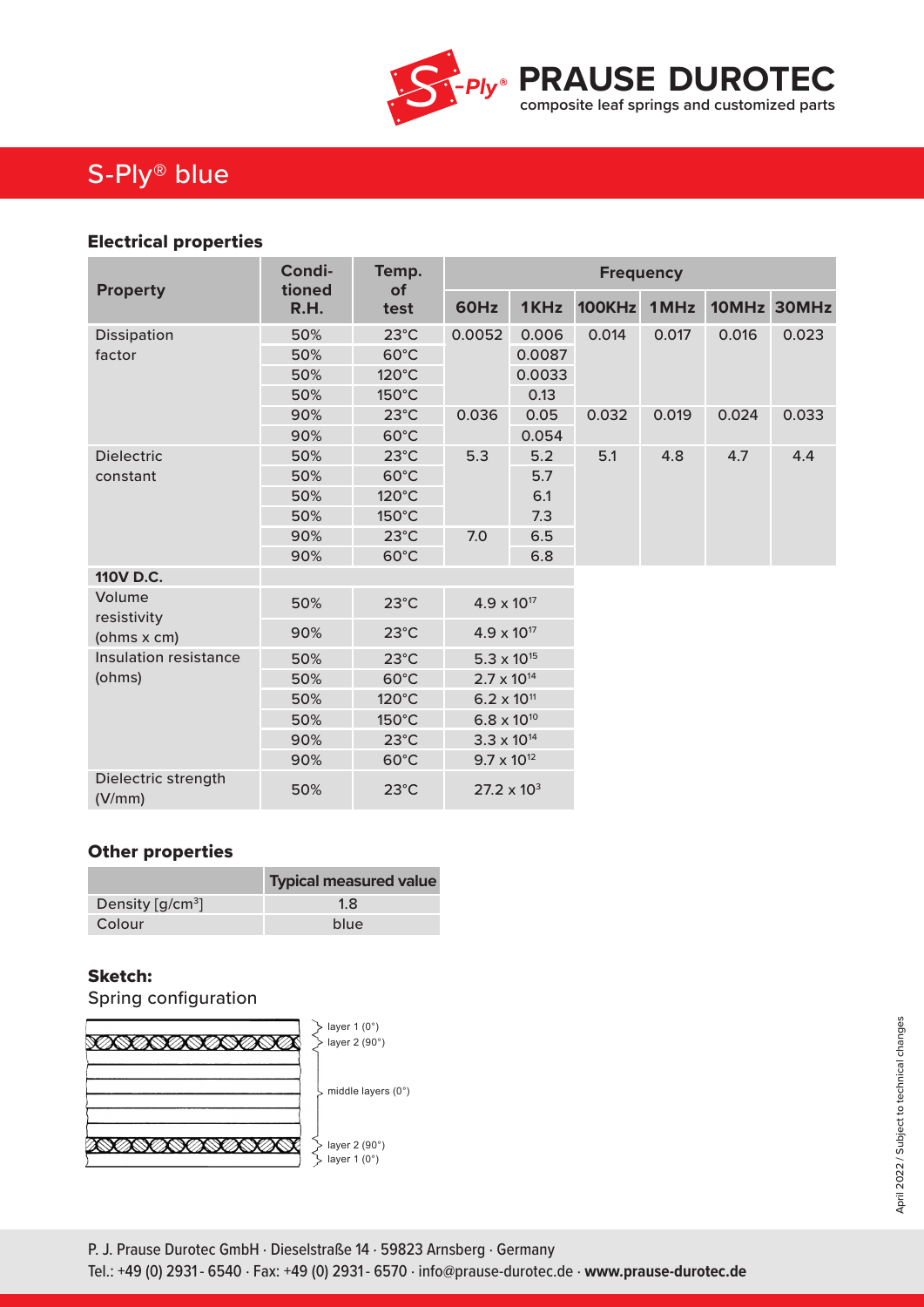PRAUSE DUROTEC
composite leaf springs and customized parts

# S-Ply® blue

## Electrical properties

| Property | Conditioned R.H. | Temp. of test | Frequency | | | | | |
|---|---|---|---|---|---|---|---|---|
| | | | 60Hz | 1KHz | 100KHz | 1MHz | 10MHz | 30MHz |
| Dissipation factor | 50% | 23°C | 0.0052 | 0.006 | 0.014 | 0.017 | 0.016 | 0.023 |
| | 50% | 60°C | | 0.0087 | | | | |
| | 50% | 120°C | | 0.0033 | | | | |
| | 50% | 150°C | | 0.13 | | | | |
| | 90% | 23°C | 0.036 | 0.05 | 0.032 | 0.019 | 0.024 | 0.033 |
| | 90% | 60°C | | 0.054 | | | | |
| Dielectric constant | 50% | 23°C | 5.3 | 5.2 | 5.1 | 4.8 | 4.7 | 4.4 |
| | 50% | 60°C | | 5.7 | | | | |
| | 50% | 120°C | | 6.1 | | | | |
| | 50% | 150°C | | 7.3 | | | | |
| | 90% | 23°C | 7.0 | 6.5 | | | | |
| | 90% | 60°C | | 6.8 | | | | |
| **110V D.C.** | | | | | | | | |
| Volume resistivity (ohms x cm) | 50% | 23°C | $4.9 \times 10^{17}$ | | | | | |
| | 90% | 23°C | $4.9 \times 10^{17}$ | | | | | |
| Insulation resistance (ohms) | 50% | 23°C | $5.3 \times 10^{15}$ | | | | | |
| | 50% | 60°C | $2.7 \times 10^{14}$ | | | | | |
| | 50% | 120°C | $6.2 \times 10^{11}$ | | | | | |
| | 50% | 150°C | $6.8 \times 10^{10}$ | | | | | |
| | 90% | 23°C | $3.3 \times 10^{14}$ | | | | | |
| | 90% | 60°C | $9.7 \times 10^{12}$ | | | | | |
| Dielectric strength (V/mm) | 50% | 23°C | $27.2 \times 10^{3}$ | | | | | |

## Other properties

| | Typical measured value |
|---|---|
| Density [g/cm³] | 1.8 |
| Colour | blue |

## Sketch:

Spring configuration

layer 1 (0°)
layer 2 (90°)
middle layers (0°)
layer 2 (90°)
layer 1 (0°)

April 2022 / Subject to technical changes

P. J. Prause Durotec GmbH · Dieselstraße 14 · 59823 Arnsberg · Germany
Tel.: +49 (0) 2931 - 6540 · Fax: +49 (0) 2931 - 6570 · info@prause-durotec.de · **www.prause-durotec.de**